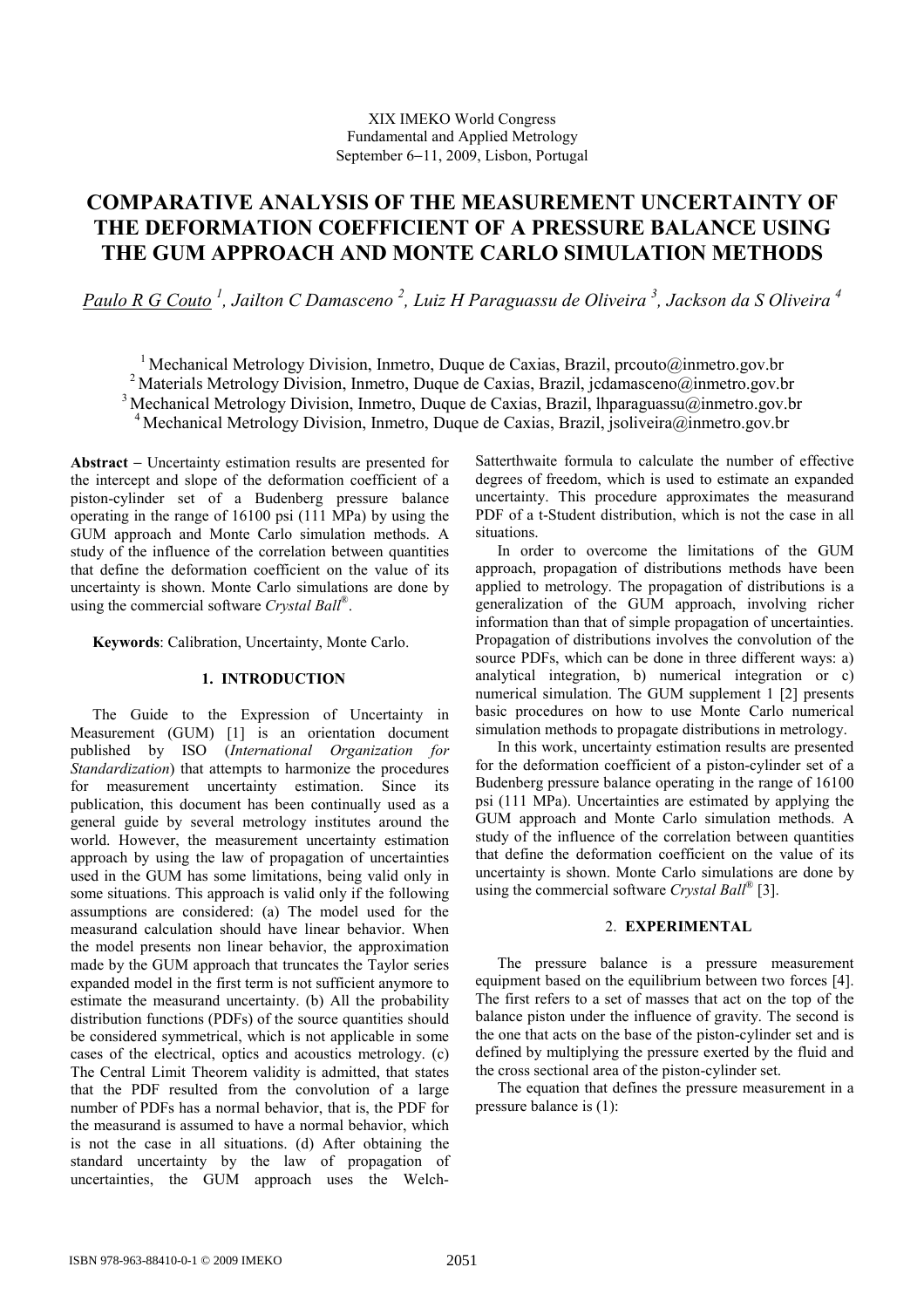XIX IMEKO World Congress
Fundamental and Applied Metrology
September 6−11, 2009, Lisbon, Portugal

# COMPARATIVE ANALYSIS OF THE MEASUREMENT UNCERTAINTY OF THE DEFORMATION COEFFICIENT OF A PRESSURE BALANCE USING THE GUM APPROACH AND MONTE CARLO SIMULATION METHODS

Paulo R G Couto [1], Jailton C Damasceno [2], Luiz H Paraguassu de Oliveira [3], Jackson da S Oliveira [4]

[1] Mechanical Metrology Division, Inmetro, Duque de Caxias, Brazil, prcouto@inmetro.gov.br
[2] Materials Metrology Division, Inmetro, Duque de Caxias, Brazil, jcdamasceno@inmetro.gov.br
[3] Mechanical Metrology Division, Inmetro, Duque de Caxias, Brazil, lhparaguassu@inmetro.gov.br
[4] Mechanical Metrology Division, Inmetro, Duque de Caxias, Brazil, jsoliveira@inmetro.gov.br

**Abstract** − Uncertainty estimation results are presented for the intercept and slope of the deformation coefficient of a piston-cylinder set of a Budenberg pressure balance operating in the range of 16100 psi (111 MPa) by using the GUM approach and Monte Carlo simulation methods. A study of the influence of the correlation between quantities that define the deformation coefficient on the value of its uncertainty is shown. Monte Carlo simulations are done by using the commercial software *Crystal Ball*®.

**Keywords**: Calibration, Uncertainty, Monte Carlo.

## 1. INTRODUCTION

The Guide to the Expression of Uncertainty in Measurement (GUM) [1] is an orientation document published by ISO (*International Organization for Standardization*) that attempts to harmonize the procedures for measurement uncertainty estimation. Since its publication, this document has been continually used as a general guide by several metrology institutes around the world. However, the measurement uncertainty estimation approach by using the law of propagation of uncertainties used in the GUM has some limitations, being valid only in some situations. This approach is valid only if the following assumptions are considered: (a) The model used for the measurand calculation should have linear behavior. When the model presents non linear behavior, the approximation made by the GUM approach that truncates the Taylor series expanded model in the first term is not sufficient anymore to estimate the measurand uncertainty. (b) All the probability distribution functions (PDFs) of the source quantities should be considered symmetrical, which is not applicable in some cases of the electrical, optics and acoustics metrology. (c) The Central Limit Theorem validity is admitted, that states that the PDF resulted from the convolution of a large number of PDFs has a normal behavior, that is, the PDF for the measurand is assumed to have a normal behavior, which is not the case in all situations. (d) After obtaining the standard uncertainty by the law of propagation of uncertainties, the GUM approach uses the Welch-Satterthwaite formula to calculate the number of effective degrees of freedom, which is used to estimate an expanded uncertainty. This procedure approximates the measurand PDF of a t-Student distribution, which is not the case in all situations.

In order to overcome the limitations of the GUM approach, propagation of distributions methods have been applied to metrology. The propagation of distributions is a generalization of the GUM approach, involving richer information than that of simple propagation of uncertainties. Propagation of distributions involves the convolution of the source PDFs, which can be done in three different ways: a) analytical integration, b) numerical integration or c) numerical simulation. The GUM supplement 1 [2] presents basic procedures on how to use Monte Carlo numerical simulation methods to propagate distributions in metrology.

In this work, uncertainty estimation results are presented for the deformation coefficient of a piston-cylinder set of a Budenberg pressure balance operating in the range of 16100 psi (111 MPa). Uncertainties are estimated by applying the GUM approach and Monte Carlo simulation methods. A study of the influence of the correlation between quantities that define the deformation coefficient on the value of its uncertainty is shown. Monte Carlo simulations are done by using the commercial software *Crystal Ball*® [3].

## 2. EXPERIMENTAL

The pressure balance is a pressure measurement equipment based on the equilibrium between two forces [4]. The first refers to a set of masses that act on the top of the balance piston under the influence of gravity. The second is the one that acts on the base of the piston-cylinder set and is defined by multiplying the pressure exerted by the fluid and the cross sectional area of the piston-cylinder set.

The equation that defines the pressure measurement in a pressure balance is (1):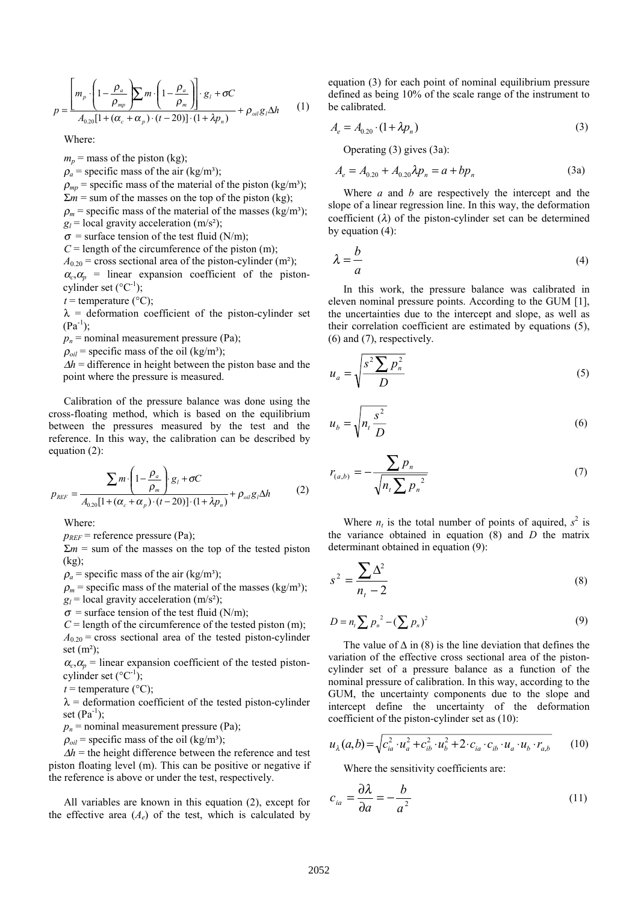$$p = \frac{\left[ m_p \cdot \left(1 - \frac{\rho_a}{\rho_{mp}}\right) \sum m \cdot \left(1 - \frac{\rho_a}{\rho_m}\right)\right] \cdot g_l + \sigma C}{A_{0.20}[1 + (\alpha_c + \alpha_p) \cdot (t - 20)] \cdot (1 + \lambda p_n)} + \rho_{oil} g_l \Delta h \qquad (1)$$

Where:

$m_p$ = mass of the piston (kg);
$\rho_a$ = specific mass of the air (kg/m³);
$\rho_{mp}$ = specific mass of the material of the piston (kg/m³);
$\Sigma m$ = sum of the masses on the top of the piston (kg);
$\rho_m$ = specific mass of the material of the masses (kg/m³);
$g_l$ = local gravity acceleration (m/s²);
$\sigma$ = surface tension of the test fluid (N/m);
$C$ = length of the circumference of the piston (m);
$A_{0.20}$ = cross sectional area of the piston-cylinder (m²);
$\alpha_c, \alpha_p$ = linear expansion coefficient of the piston-cylinder set (°C$^{-1}$);
$t$ = temperature (°C);
$\lambda$ = deformation coefficient of the piston-cylinder set (Pa$^{-1}$);
$p_n$ = nominal measurement pressure (Pa);
$\rho_{oil}$ = specific mass of the oil (kg/m³);
$\Delta h$ = difference in height between the piston base and the point where the pressure is measured.

Calibration of the pressure balance was done using the cross-floating method, which is based on the equilibrium between the pressures measured by the test and the reference. In this way, the calibration can be described by equation (2):

$$p_{REF} = \frac{\sum m \cdot \left(1 - \frac{\rho_a}{\rho_m}\right) \cdot g_l + \sigma C}{A_{0.20}[1 + (\alpha_c + \alpha_p) \cdot (t - 20)] \cdot (1 + \lambda p_n)} + \rho_{oil} g_l \Delta h \qquad (2)$$

Where:

$p_{REF}$ = reference pressure (Pa);
$\Sigma m$ = sum of the masses on the top of the tested piston (kg);
$\rho_a$ = specific mass of the air (kg/m³);
$\rho_m$ = specific mass of the material of the masses (kg/m³);
$g_l$ = local gravity acceleration (m/s²);
$\sigma$ = surface tension of the test fluid (N/m);
$C$ = length of the circumference of the tested piston (m);
$A_{0.20}$ = cross sectional area of the tested piston-cylinder set (m²);
$\alpha_c, \alpha_p$ = linear expansion coefficient of the tested piston-cylinder set (°C$^{-1}$);
$t$ = temperature (°C);
$\lambda$ = deformation coefficient of the tested piston-cylinder set (Pa$^{-1}$);
$p_n$ = nominal measurement pressure (Pa);
$\rho_{oil}$ = specific mass of the oil (kg/m³);
$\Delta h$ = the height difference between the reference and test piston floating level (m). This can be positive or negative if the reference is above or under the test, respectively.

All variables are known in this equation (2), except for the effective area ($A_e$) of the test, which is calculated by equation (3) for each point of nominal equilibrium pressure defined as being 10% of the scale range of the instrument to be calibrated.

$$A_e = A_{0.20} \cdot (1 + \lambda p_n) \qquad (3)$$

Operating (3) gives (3a):

$$A_e = A_{0.20} + A_{0.20} \lambda p_n = a + b p_n \qquad (3a)$$

Where $a$ and $b$ are respectively the intercept and the slope of a linear regression line. In this way, the deformation coefficient ($\lambda$) of the piston-cylinder set can be determined by equation (4):

$$\lambda = \frac{b}{a} \qquad (4)$$

In this work, the pressure balance was calibrated in eleven nominal pressure points. According to the GUM [1], the uncertainties due to the intercept and slope, as well as their correlation coefficient are estimated by equations (5), (6) and (7), respectively.

$$u_a = \sqrt{\frac{s^2 \sum p_n^2}{D}} \qquad (5)$$

$$u_b = \sqrt{n_t \frac{s^2}{D}} \qquad (6)$$

$$r_{(a,b)} = -\frac{\sum p_n}{\sqrt{n_t \sum p_n^{\,2}}} \qquad (7)$$

Where $n_t$ is the total number of points of aquired, $s^2$ is the variance obtained in equation (8) and $D$ the matrix determinant obtained in equation (9):

$$s^2 = \frac{\sum \Delta^2}{n_t - 2} \qquad (8)$$

$$D = n_t \sum p_n^{\,2} - \left(\sum p_n\right)^2 \qquad (9)$$

The value of $\Delta$ in (8) is the line deviation that defines the variation of the effective cross sectional area of the piston-cylinder set of a pressure balance as a function of the nominal pressure of calibration. In this way, according to the GUM, the uncertainty components due to the slope and intercept define the uncertainty of the deformation coefficient of the piston-cylinder set as (10):

$$u_\lambda(a,b) = \sqrt{c_{ia}^2 \cdot u_a^2 + c_{ib}^2 \cdot u_b^2 + 2 \cdot c_{ia} \cdot c_{ib} \cdot u_a \cdot u_b \cdot r_{a,b}} \qquad (10)$$

Where the sensitivity coefficients are:

$$c_{ia} = \frac{\partial \lambda}{\partial a} = -\frac{b}{a^2} \qquad (11)$$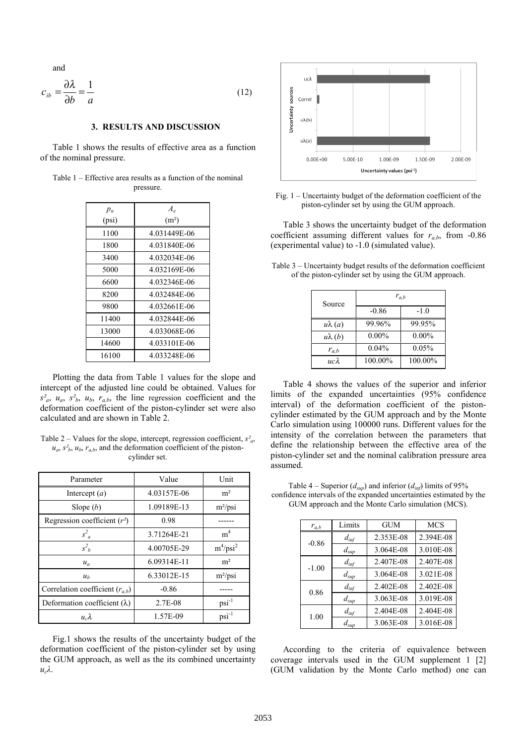and

$$c_{ib} = \frac{\partial \lambda}{\partial b} = \frac{1}{a} \tag{12}$$

## 3. RESULTS AND DISCUSSION

Table 1 shows the results of effective area as a function of the nominal pressure.

Table 1 – Effective area results as a function of the nominal pressure.

| $p_n$ (psi) | $A_e$ (m²) |
|---|---|
| 1100 | 4.031449E-06 |
| 1800 | 4.031840E-06 |
| 3400 | 4.032034E-06 |
| 5000 | 4.032169E-06 |
| 6600 | 4.032346E-06 |
| 8200 | 4.032484E-06 |
| 9800 | 4.032661E-06 |
| 11400 | 4.032844E-06 |
| 13000 | 4.033068E-06 |
| 14600 | 4.033101E-06 |
| 16100 | 4.033248E-06 |

Plotting the data from Table 1 values for the slope and intercept of the adjusted line could be obtained. Values for $s^2_a$, $u_a$, $s^2_b$, $u_b$, $r_{a,b}$, the line regression coefficient and the deformation coefficient of the piston-cylinder set were also calculated and are shown in Table 2.

Table 2 – Values for the slope, intercept, regression coefficient, $s^2_a$, $u_a$, $s^2_b$, $u_b$, $r_{a,b}$, and the deformation coefficient of the piston-cylinder set.

| Parameter | Value | Unit |
|---|---|---|
| Intercept ($a$) | 4.03157E-06 | m² |
| Slope ($b$) | 1.09189E-13 | m²/psi |
| Regression coefficient ($r^2$) | 0.98 | ------ |
| $s^2_a$ | 3.71264E-21 | m$^4$ |
| $s^2_b$ | 4.00705E-29 | m$^4$/psi$^2$ |
| $u_a$ | 6.09314E-11 | m² |
| $u_b$ | 6.33012E-15 | m²/psi |
| Correlation coefficient ($r_{a,b}$) | -0.86 | ----- |
| Deformation coefficient ($\lambda$) | 2.7E-08 | psi$^{-1}$ |
| $u_c\lambda$ | 1.57E-09 | psi$^{-1}$ |

Fig.1 shows the results of the uncertainty budget of the deformation coefficient of the piston-cylinder set by using the GUM approach, as well as the its combined uncertainty $u_c\lambda$.

Fig. 1 – Uncertainty budget of the deformation coefficient of the piston-cylinder set by using the GUM approach.

Table 3 shows the uncertainty budget of the deformation coefficient assuming different values for $r_{a,b}$, from -0.86 (experimental value) to -1.0 (simulated value).

Table 3 – Uncertainty budget results of the deformation coefficient of the piston-cylinder set by using the GUM approach.

| Source | $r_{a,b}$ | |
|---|---|---|
| | -0.86 | -1.0 |
| $u\lambda\,(a)$ | 99.96% | 99.95% |
| $u\lambda\,(b)$ | 0.00% | 0.00% |
| $r_{a,b}$ | 0.04% | 0.05% |
| $uc\lambda$ | 100.00% | 100.00% |

Table 4 shows the values of the superior and inferior limits of the expanded uncertainties (95% confidence interval) of the deformation coefficient of the piston-cylinder estimated by the GUM approach and by the Monte Carlo simulation using 100000 runs. Different values for the intensity of the correlation between the parameters that define the relationship between the effective area of the piston-cylinder set and the nominal calibration pressure area assumed.

Table 4 – Superior ($d_{sup}$) and inferior ($d_{inf}$) limits of 95% confidence intervals of the expanded uncertainties estimated by the GUM approach and the Monte Carlo simulation (MCS).

| $r_{a,b}$ | Limits | GUM | MCS |
|---|---|---|---|
| -0.86 | $d_{inf}$ | 2.353E-08 | 2.394E-08 |
| | $d_{sup}$ | 3.064E-08 | 3.010E-08 |
| -1.00 | $d_{inf}$ | 2.407E-08 | 2.407E-08 |
| | $d_{sup}$ | 3.064E-08 | 3.021E-08 |
| 0.86 | $d_{inf}$ | 2.402E-08 | 2.402E-08 |
| | $d_{sup}$ | 3.063E-08 | 3.019E-08 |
| 1.00 | $d_{inf}$ | 2.404E-08 | 2.404E-08 |
| | $d_{sup}$ | 3.063E-08 | 3.016E-08 |

According to the criteria of equivalence between coverage intervals used in the GUM supplement 1 [2] (GUM validation by the Monte Carlo method) one can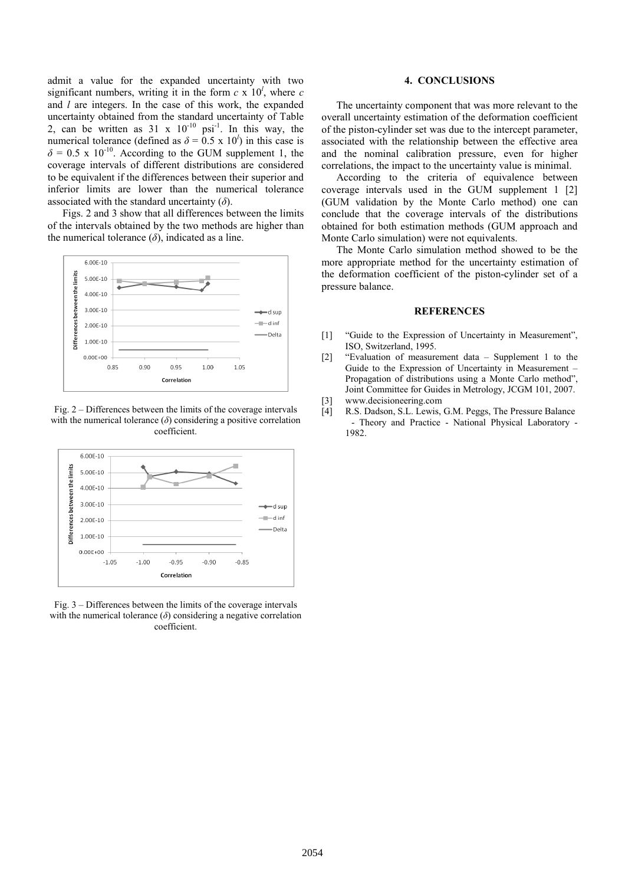admit a value for the expanded uncertainty with two significant numbers, writing it in the form $c \times 10^l$, where $c$ and $l$ are integers. In the case of this work, the expanded uncertainty obtained from the standard uncertainty of Table 2, can be written as $31 \times 10^{-10}$ psi$^{-1}$. In this way, the numerical tolerance (defined as $\delta = 0.5 \times 10^l$) in this case is $\delta = 0.5 \times 10^{-10}$. According to the GUM supplement 1, the coverage intervals of different distributions are considered to be equivalent if the differences between their superior and inferior limits are lower than the numerical tolerance associated with the standard uncertainty ($\delta$).

Figs. 2 and 3 show that all differences between the limits of the intervals obtained by the two methods are higher than the numerical tolerance ($\delta$), indicated as a line.

6.00E-10
5.00E-10
4.00E-10
3.00E-10
2.00E-10
1.00E-10
0.00E+00
Differences between the limits
0.85
0.90
0.95
1.00
1.05
Correlation
d sup
d inf
Delta

Fig. 2 – Differences between the limits of the coverage intervals with the numerical tolerance ($\delta$) considering a positive correlation coefficient.

6.00E-10
5.00E-10
4.00E-10
3.00E-10
2.00E-10
1.00E-10
0.00E+00
Differences between the limits
-1.05
-1.00
-0.95
-0.90
-0.85
Correlation
d sup
d inf
Delta

Fig. 3 – Differences between the limits of the coverage intervals with the numerical tolerance ($\delta$) considering a negative correlation coefficient.

## 4. CONCLUSIONS

The uncertainty component that was more relevant to the overall uncertainty estimation of the deformation coefficient of the piston-cylinder set was due to the intercept parameter, associated with the relationship between the effective area and the nominal calibration pressure, even for higher correlations, the impact to the uncertainty value is minimal.

According to the criteria of equivalence between coverage intervals used in the GUM supplement 1 [2] (GUM validation by the Monte Carlo method) one can conclude that the coverage intervals of the distributions obtained for both estimation methods (GUM approach and Monte Carlo simulation) were not equivalents.

The Monte Carlo simulation method showed to be the more appropriate method for the uncertainty estimation of the deformation coefficient of the piston-cylinder set of a pressure balance.

## REFERENCES

[1] "Guide to the Expression of Uncertainty in Measurement", ISO, Switzerland, 1995.

[2] "Evaluation of measurement data – Supplement 1 to the Guide to the Expression of Uncertainty in Measurement – Propagation of distributions using a Monte Carlo method", Joint Committee for Guides in Metrology, JCGM 101, 2007.

[3] www.decisioneering.com

[4] R.S. Dadson, S.L. Lewis, G.M. Peggs, The Pressure Balance - Theory and Practice - National Physical Laboratory - 1982.